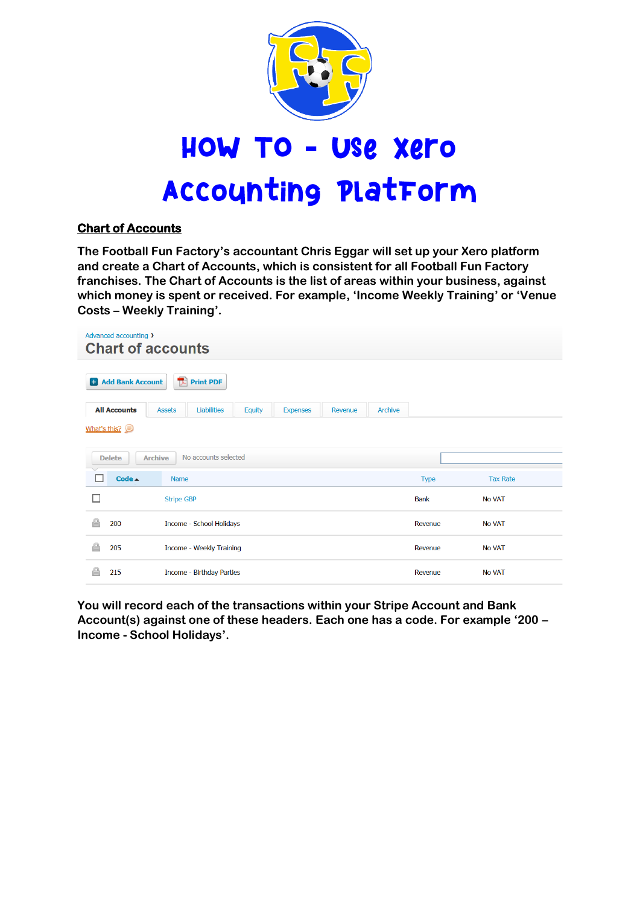# How To - Use Xero Accounting Platform

## Chart of Accounts

**The Football Fun Factory's accountant Chris Eggar will set up your Xero platform and create a Chart of Accounts, which is consistent for all Football Fun Factory franchises. The Chart of Accounts is the list of areas within your business, against which money is spent or received. For example, 'Income Weekly Training' or 'Venue Costs – Weekly Training'.**

Advanced accounting ›

### Chart of accounts

Add Bank Account | Print PDF

All Accounts | Assets | Liabilities | Equity | Expenses | Revenue | Archive

What's this?

Delete | Archive | No accounts selected

| Code | Name | Type | Tax Rate |
|---|---|---|---|
| | Stripe GBP | Bank | No VAT |
| 200 | Income - School Holidays | Revenue | No VAT |
| 205 | Income - Weekly Training | Revenue | No VAT |
| 215 | Income - Birthday Parties | Revenue | No VAT |

**You will record each of the transactions within your Stripe Account and Bank Account(s) against one of these headers. Each one has a code. For example '200 – Income - School Holidays'.**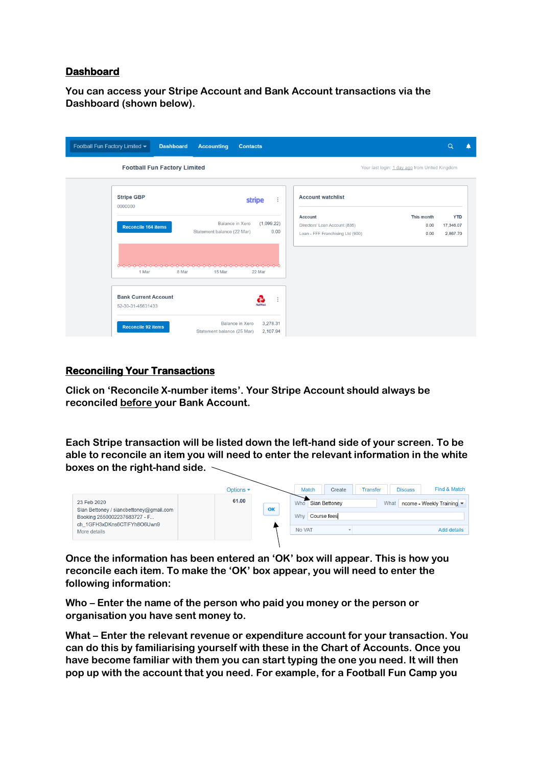## Dashboard

**You can access your Stripe Account and Bank Account transactions via the Dashboard (shown below).**

## Reconciling Your Transactions

**Click on 'Reconcile X-number items'. Your Stripe Account should always be reconciled <u>before</u> your Bank Account.**

**Each Stripe transaction will be listed down the left-hand side of your screen. To be able to reconcile an item you will need to enter the relevant information in the white boxes on the right-hand side.**

**Once the information has been entered an 'OK' box will appear. This is how you reconcile each item. To make the 'OK' box appear, you will need to enter the following information:**

**Who – Enter the name of the person who paid you money or the person or organisation you have sent money to.**

**What – Enter the relevant revenue or expenditure account for your transaction. You can do this by familiarising yourself with these in the Chart of Accounts. Once you have become familiar with them you can start typing the one you need. It will then pop up with the account that you need. For example, for a Football Fun Camp you**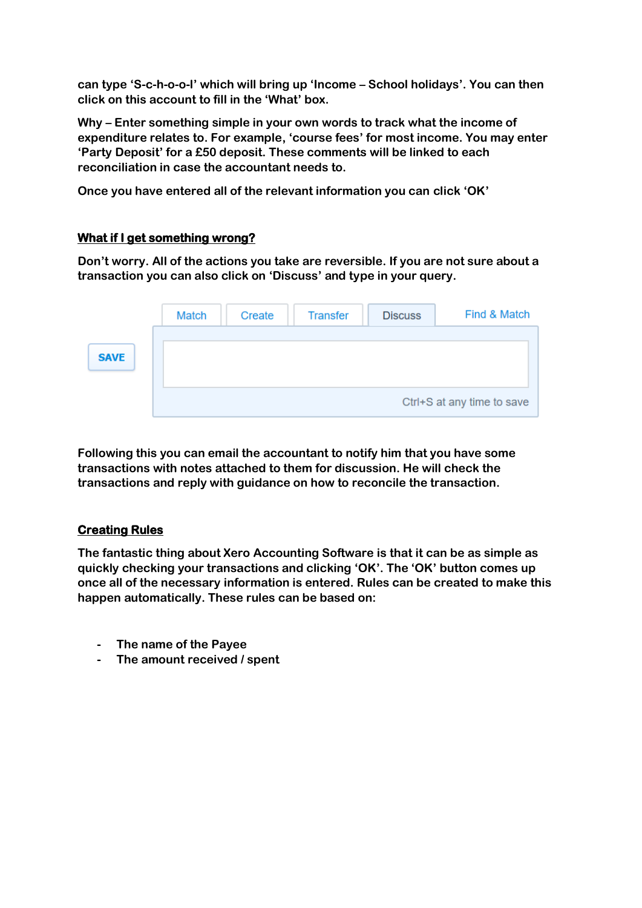can type 'S-c-h-o-o-l' which will bring up 'Income – School holidays'. You can then click on this account to fill in the 'What' box.

Why – Enter something simple in your own words to track what the income of expenditure relates to. For example, 'course fees' for most income. You may enter 'Party Deposit' for a £50 deposit. These comments will be linked to each reconciliation in case the accountant needs to.

Once you have entered all of the relevant information you can click 'OK'

**What if I get something wrong?**

Don't worry. All of the actions you take are reversible. If you are not sure about a transaction you can also click on 'Discuss' and type in your query.

Following this you can email the accountant to notify him that you have some transactions with notes attached to them for discussion. He will check the transactions and reply with guidance on how to reconcile the transaction.

**Creating Rules**

The fantastic thing about Xero Accounting Software is that it can be as simple as quickly checking your transactions and clicking 'OK'. The 'OK' button comes up once all of the necessary information is entered. Rules can be created to make this happen automatically. These rules can be based on:

- The name of the Payee
- The amount received / spent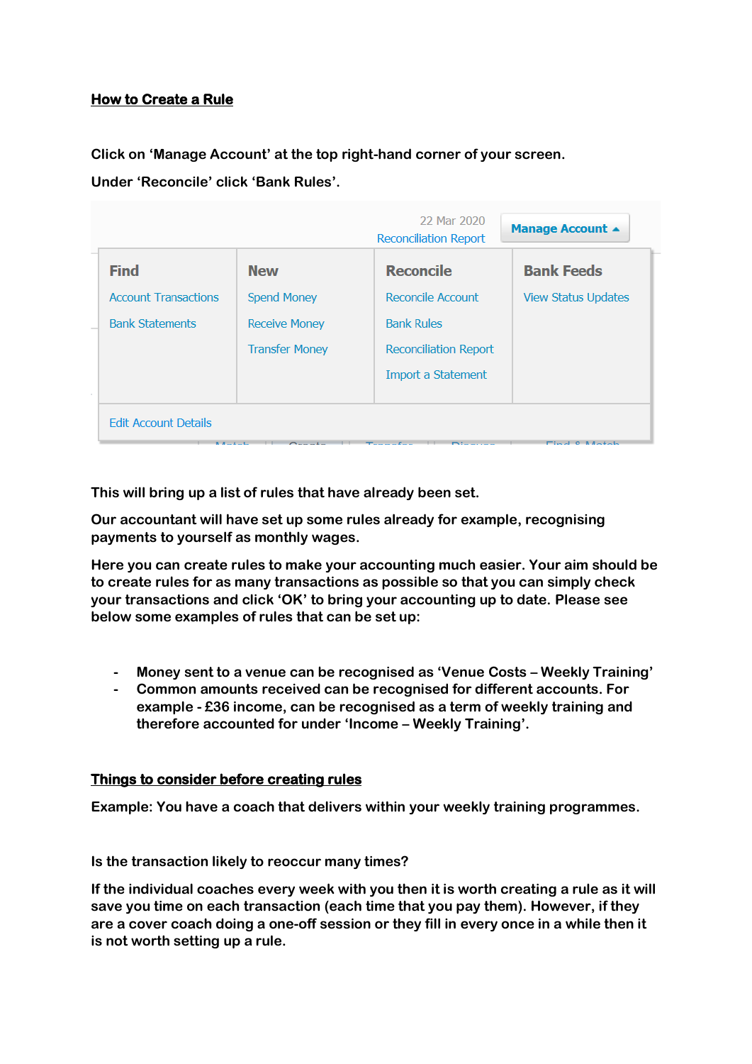## How to Create a Rule

Click on 'Manage Account' at the top right-hand corner of your screen.

Under 'Reconcile' click 'Bank Rules'.

22 Mar 2020
Reconciliation Report
**Manage Account**

| Find | New | Reconcile | Bank Feeds |
|---|---|---|---|
| Account Transactions | Spend Money | Reconcile Account | View Status Updates |
| Bank Statements | Receive Money | Bank Rules | |
| | Transfer Money | Reconciliation Report | |
| | | Import a Statement | |

Edit Account Details

This will bring up a list of rules that have already been set.

Our accountant will have set up some rules already for example, recognising payments to yourself as monthly wages.

Here you can create rules to make your accounting much easier. Your aim should be to create rules for as many transactions as possible so that you can simply check your transactions and click 'OK' to bring your accounting up to date. Please see below some examples of rules that can be set up:

- Money sent to a venue can be recognised as 'Venue Costs – Weekly Training'
- Common amounts received can be recognised for different accounts. For example - £36 income, can be recognised as a term of weekly training and therefore accounted for under 'Income – Weekly Training'.

## Things to consider before creating rules

Example: You have a coach that delivers within your weekly training programmes.

Is the transaction likely to reoccur many times?

If the individual coaches every week with you then it is worth creating a rule as it will save you time on each transaction (each time that you pay them). However, if they are a cover coach doing a one-off session or they fill in every once in a while then it is not worth setting up a rule.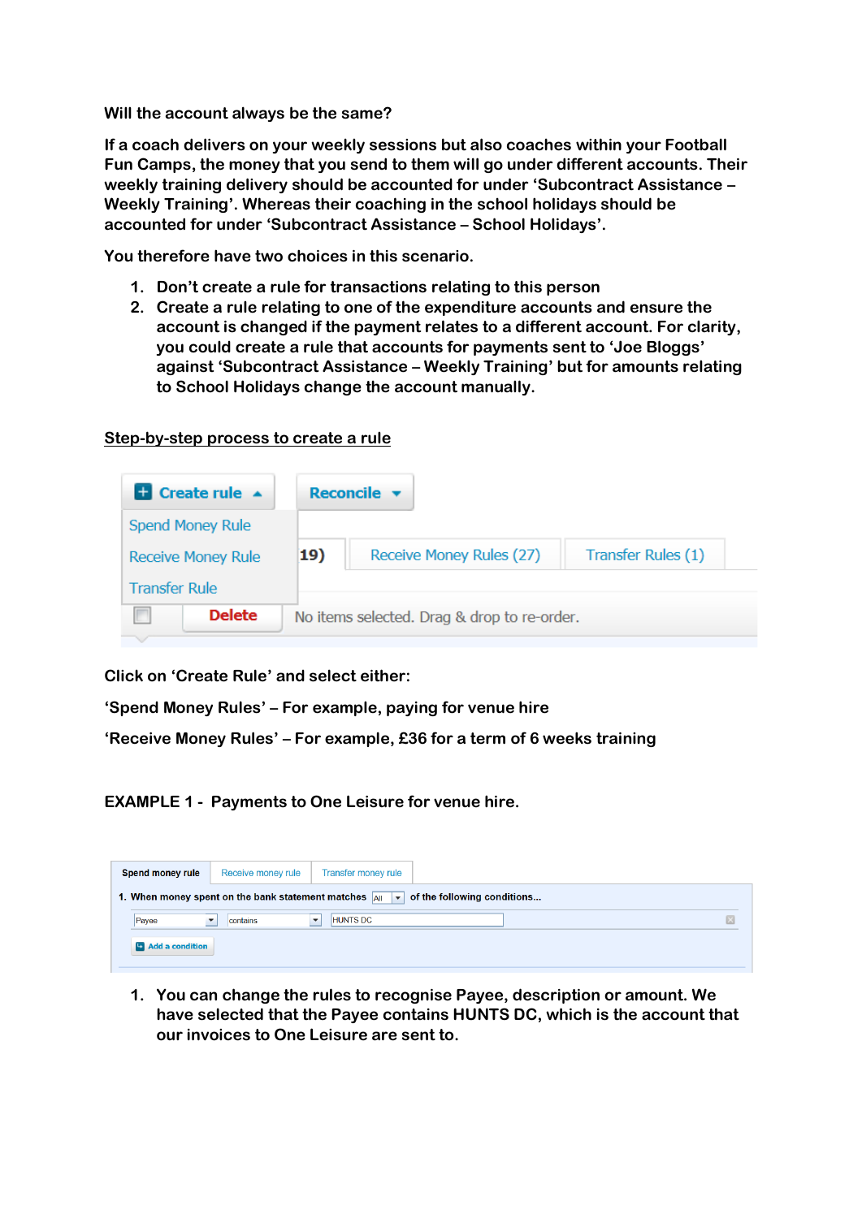**Will the account always be the same?**

**If a coach delivers on your weekly sessions but also coaches within your Football Fun Camps, the money that you send to them will go under different accounts. Their weekly training delivery should be accounted for under 'Subcontract Assistance – Weekly Training'. Whereas their coaching in the school holidays should be accounted for under 'Subcontract Assistance – School Holidays'.**

**You therefore have two choices in this scenario.**

1. **Don't create a rule for transactions relating to this person**
2. **Create a rule relating to one of the expenditure accounts and ensure the account is changed if the payment relates to a different account. For clarity, you could create a rule that accounts for payments sent to 'Joe Bloggs' against 'Subcontract Assistance – Weekly Training' but for amounts relating to School Holidays change the account manually.**

**Step-by-step process to create a rule**

Create rule | Reconcile

Spend Money Rule

Receive Money Rule

Transfer Rule

19) | Receive Money Rules (27) | Transfer Rules (1)

Delete | No items selected. Drag & drop to re-order.

**Click on 'Create Rule' and select either:**

**'Spend Money Rules' – For example, paying for venue hire**

**'Receive Money Rules' – For example, £36 for a term of 6 weeks training**

**EXAMPLE 1 - Payments to One Leisure for venue hire.**

Spend money rule | Receive money rule | Transfer money rule

1. When money spent on the bank statement matches All of the following conditions...

Payee | contains | HUNTS DC

Add a condition

1. **You can change the rules to recognise Payee, description or amount. We have selected that the Payee contains HUNTS DC, which is the account that our invoices to One Leisure are sent to.**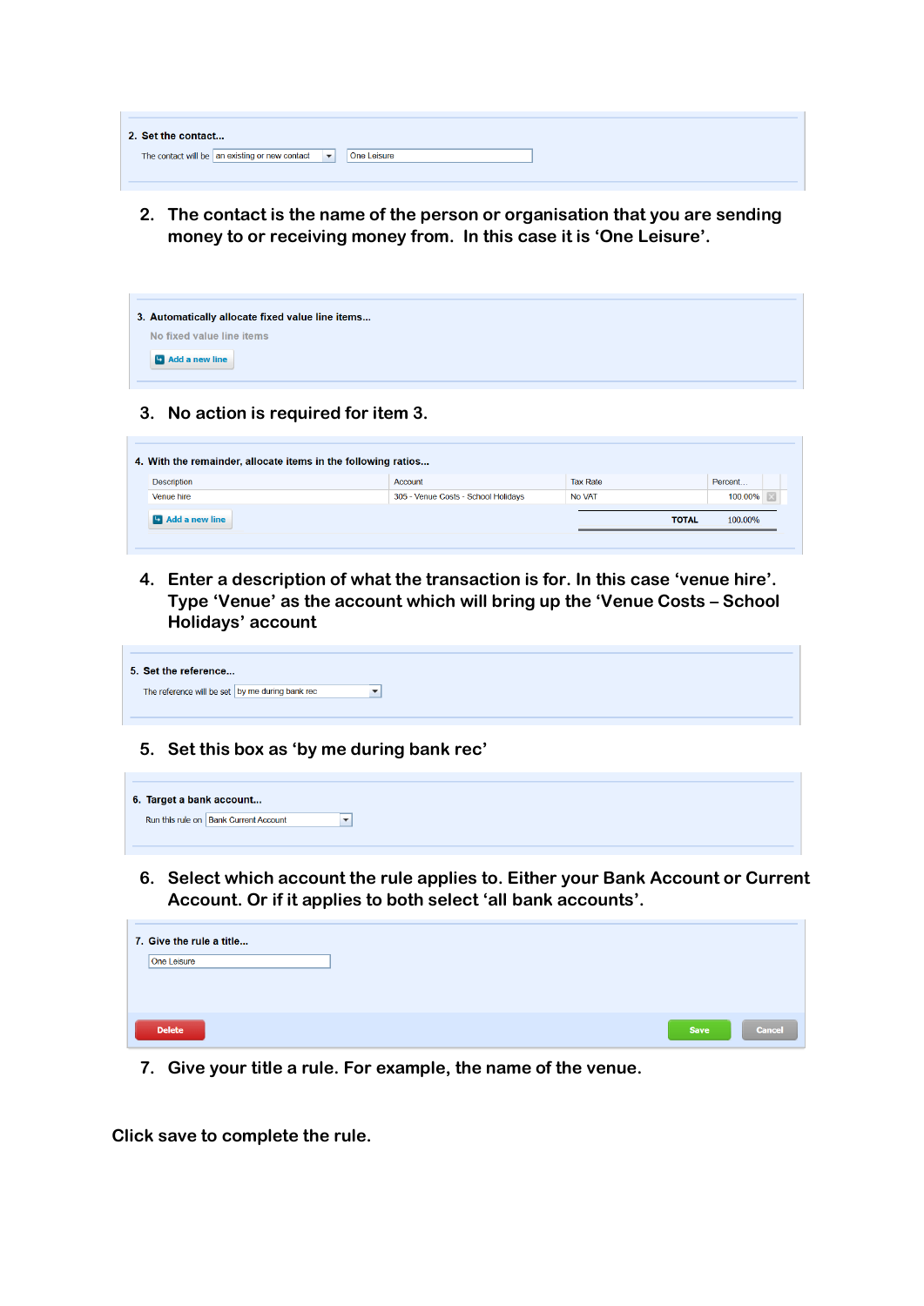**2. Set the contact...**

The contact will be | an existing or new contact | One Leisure

2. The contact is the name of the person or organisation that you are sending money to or receiving money from. In this case it is 'One Leisure'.

**3. Automatically allocate fixed value line items...**

No fixed value line items

Add a new line

3. No action is required for item 3.

**4. With the remainder, allocate items in the following ratios...**

| Description | Account | Tax Rate | Percent... |
|---|---|---|---|
| Venue hire | 305 - Venue Costs - School Holidays | No VAT | 100.00% |
| | | TOTAL | 100.00% |

Add a new line

4. Enter a description of what the transaction is for. In this case 'venue hire'. Type 'Venue' as the account which will bring up the 'Venue Costs – School Holidays' account

**5. Set the reference...**

The reference will be set | by me during bank rec

5. Set this box as 'by me during bank rec'

**6. Target a bank account...**

Run this rule on | Bank Current Account

6. Select which account the rule applies to. Either your Bank Account or Current Account. Or if it applies to both select 'all bank accounts'.

**7. Give the rule a title...**

One Leisure

Delete | Save | Cancel

7. Give your title a rule. For example, the name of the venue.

Click save to complete the rule.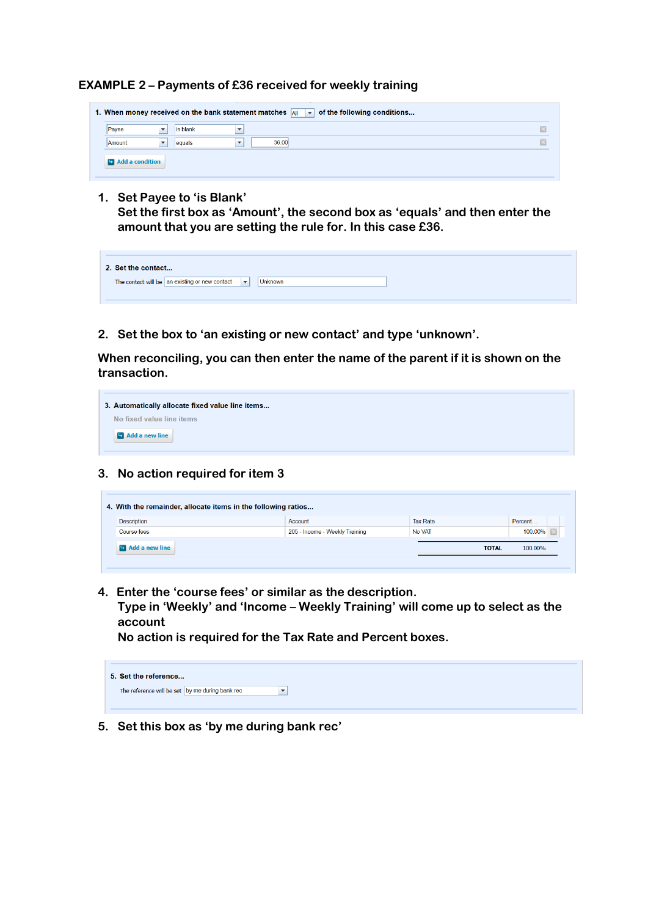## EXAMPLE 2 – Payments of £36 received for weekly training

1. When money received on the bank statement matches All of the following conditions...

| | | |
|---|---|---|
| Payee | is blank | |
| Amount | equals | 36.00 |

Add a condition

1. Set Payee to 'is Blank'
   Set the first box as 'Amount', the second box as 'equals' and then enter the amount that you are setting the rule for. In this case £36.

2. Set the contact...

The contact will be an existing or new contact | Unknown

2. Set the box to 'an existing or new contact' and type 'unknown'.

When reconciling, you can then enter the name of the parent if it is shown on the transaction.

3. Automatically allocate fixed value line items...

No fixed value line items

Add a new line

3. No action required for item 3

4. With the remainder, allocate items in the following ratios...

| Description | Account | Tax Rate | Percent... |
|---|---|---|---|
| Course fees | 205 - Income - Weekly Training | No VAT | 100.00% |
| | | TOTAL | 100.00% |

Add a new line

4. Enter the 'course fees' or similar as the description.
   Type in 'Weekly' and 'Income – Weekly Training' will come up to select as the account
   No action is required for the Tax Rate and Percent boxes.

5. Set the reference...

The reference will be set by me during bank rec

5. Set this box as 'by me during bank rec'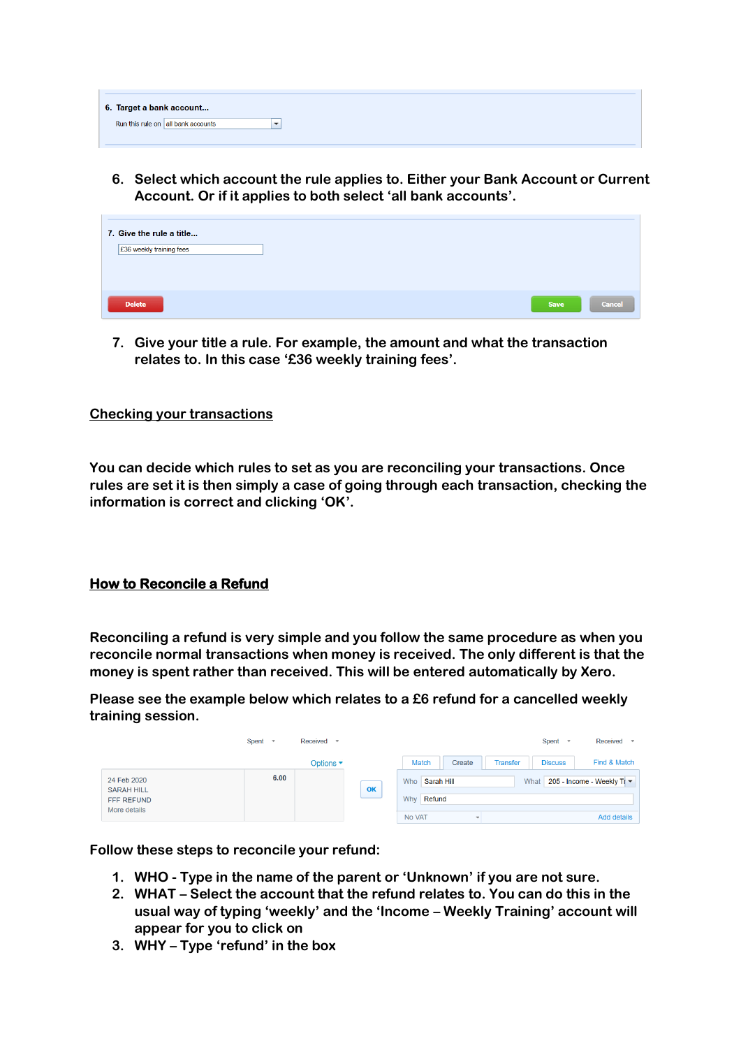6. Target a bank account...

Run this rule on all bank accounts

6. Select which account the rule applies to. Either your Bank Account or Current Account. Or if it applies to both select 'all bank accounts'.

7. Give the rule a title...

£36 weekly training fees

Delete Save Cancel

7. Give your title a rule. For example, the amount and what the transaction relates to. In this case '£36 weekly training fees'.

## Checking your transactions

You can decide which rules to set as you are reconciling your transactions. Once rules are set it is then simply a case of going through each transaction, checking the information is correct and clicking 'OK'.

## How to Reconcile a Refund

Reconciling a refund is very simple and you follow the same procedure as when you reconcile normal transactions when money is received. The only different is that the money is spent rather than received. This will be entered automatically by Xero.

Please see the example below which relates to a £6 refund for a cancelled weekly training session.

Spent Received Options

24 Feb 2020
SARAH HILL
FFF REFUND
More details

6.00

OK

Spent Received

Match Create Transfer Discuss Find & Match

Who Sarah Hill What 206 - Income - Weekly Tr

Why Refund

No VAT Add details

Follow these steps to reconcile your refund:

1. WHO - Type in the name of the parent or 'Unknown' if you are not sure.
2. WHAT – Select the account that the refund relates to. You can do this in the usual way of typing 'weekly' and the 'Income – Weekly Training' account will appear for you to click on
3. WHY – Type 'refund' in the box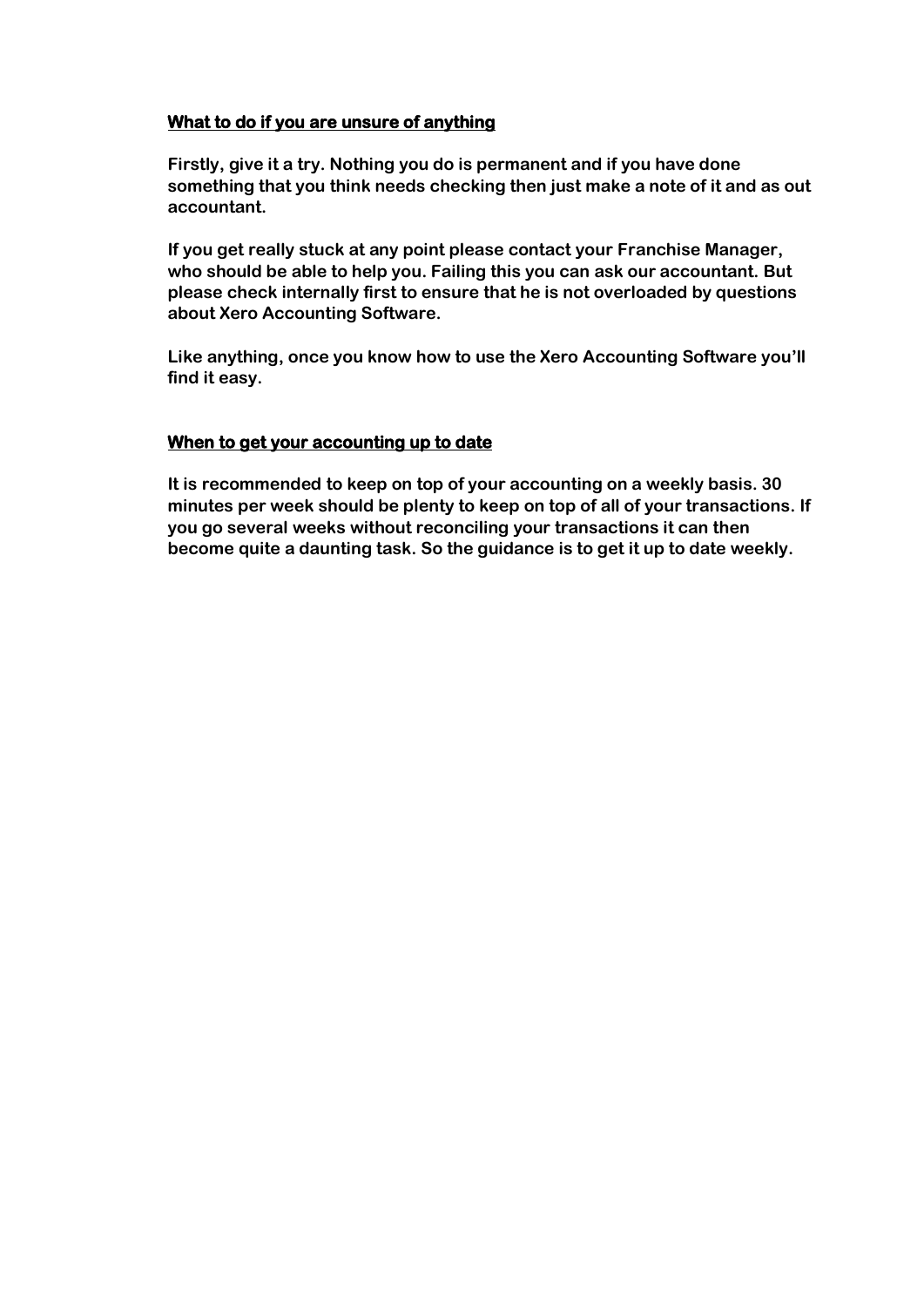## What to do if you are unsure of anything

**Firstly, give it a try. Nothing you do is permanent and if you have done something that you think needs checking then just make a note of it and as out accountant.**

**If you get really stuck at any point please contact your Franchise Manager, who should be able to help you. Failing this you can ask our accountant. But please check internally first to ensure that he is not overloaded by questions about Xero Accounting Software.**

**Like anything, once you know how to use the Xero Accounting Software you'll find it easy.**

## When to get your accounting up to date

**It is recommended to keep on top of your accounting on a weekly basis. 30 minutes per week should be plenty to keep on top of all of your transactions. If you go several weeks without reconciling your transactions it can then become quite a daunting task. So the guidance is to get it up to date weekly.**